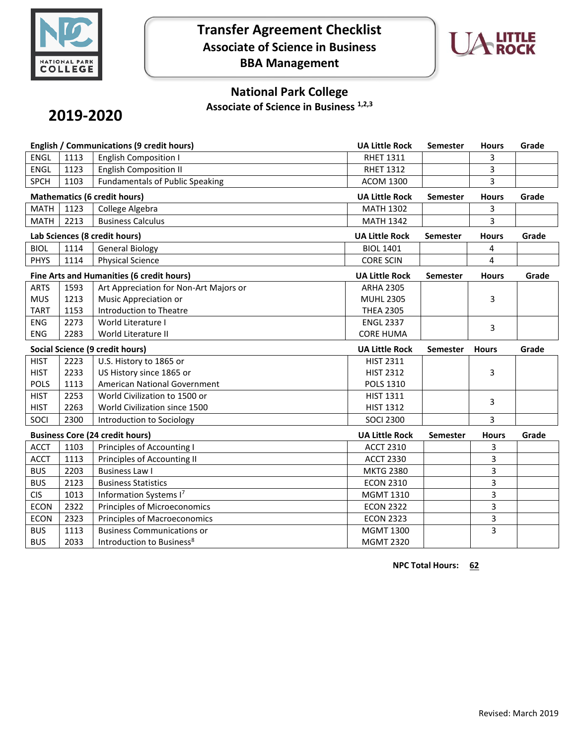# Transfer Agreement Checklist
## Associate of Science in Business
## BBA Management

## National Park College
### Associate of Science in Business [1,2,3]

## 2019-2020

| English / Communications (9 credit hours) | | | UA Little Rock | Semester | Hours | Grade |
|---|---|---|---|---|---|---|
| ENGL | 1113 | English Composition I | RHET 1311 | | 3 | |
| ENGL | 1123 | English Composition II | RHET 1312 | | 3 | |
| SPCH | 1103 | Fundamentals of Public Speaking | ACOM 1300 | | 3 | |

| Mathematics (6 credit hours) | | | UA Little Rock | Semester | Hours | Grade |
|---|---|---|---|---|---|---|
| MATH | 1123 | College Algebra | MATH 1302 | | 3 | |
| MATH | 2213 | Business Calculus | MATH 1342 | | 3 | |

| Lab Sciences (8 credit hours) | | | UA Little Rock | Semester | Hours | Grade |
|---|---|---|---|---|---|---|
| BIOL | 1114 | General Biology | BIOL 1401 | | 4 | |
| PHYS | 1114 | Physical Science | CORE SCIN | | 4 | |

| Fine Arts and Humanities (6 credit hours) | | | UA Little Rock | Semester | Hours | Grade |
|---|---|---|---|---|---|---|
| ARTS | 1593 | Art Appreciation for Non-Art Majors or | ARHA 2305 | | | |
| MUS | 1213 | Music Appreciation or | MUHL 2305 | | 3 | |
| TART | 1153 | Introduction to Theatre | THEA 2305 | | | |
| ENG | 2273 | World Literature I | ENGL 2337 | | 3 | |
| ENG | 2283 | World Literature II | CORE HUMA | | | |

| Social Science (9 credit hours) | | | UA Little Rock | Semester | Hours | Grade |
|---|---|---|---|---|---|---|
| HIST | 2223 | U.S. History to 1865 or | HIST 2311 | | | |
| HIST | 2233 | US History since 1865 or | HIST 2312 | | 3 | |
| POLS | 1113 | American National Government | POLS 1310 | | | |
| HIST | 2253 | World Civilization to 1500 or | HIST 1311 | | 3 | |
| HIST | 2263 | World Civilization since 1500 | HIST 1312 | | | |
| SOCI | 2300 | Introduction to Sociology | SOCI 2300 | | 3 | |

| Business Core (24 credit hours) | | | UA Little Rock | Semester | Hours | Grade |
|---|---|---|---|---|---|---|
| ACCT | 1103 | Principles of Accounting I | ACCT 2310 | | 3 | |
| ACCT | 1113 | Principles of Accounting II | ACCT 2330 | | 3 | |
| BUS | 2203 | Business Law I | MKTG 2380 | | 3 | |
| BUS | 2123 | Business Statistics | ECON 2310 | | 3 | |
| CIS | 1013 | Information Systems I[7] | MGMT 1310 | | 3 | |
| ECON | 2322 | Principles of Microeconomics | ECON 2322 | | 3 | |
| ECON | 2323 | Principles of Macroeconomics | ECON 2323 | | 3 | |
| BUS | 1113 | Business Communications or | MGMT 1300 | | 3 | |
| BUS | 2033 | Introduction to Business[8] | MGMT 2320 | | | |

**NPC Total Hours: 62**

Revised: March 2019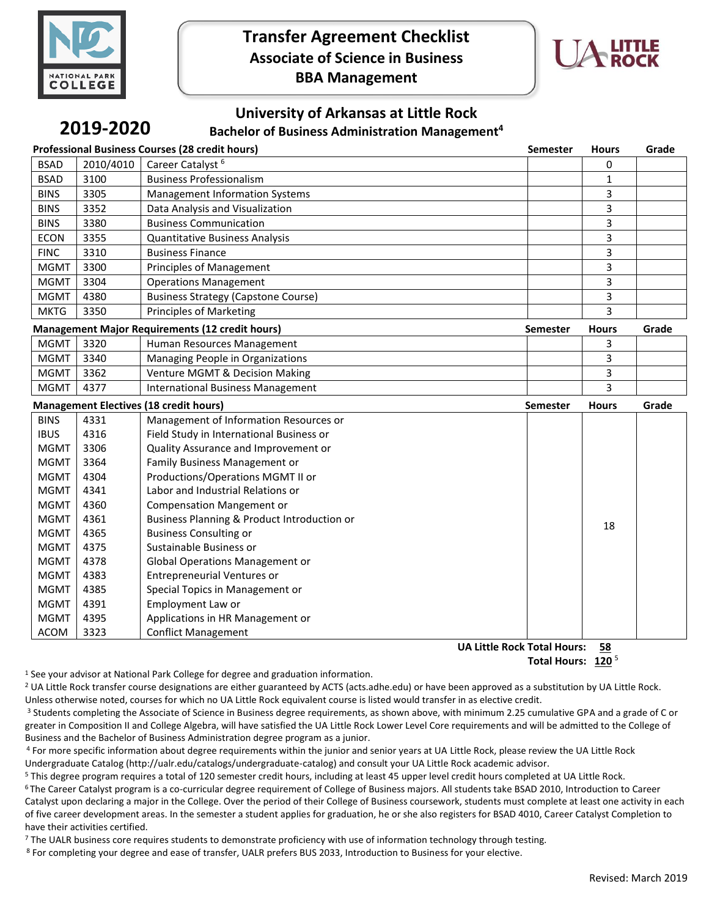# Transfer Agreement Checklist
## Associate of Science in Business
## BBA Management

**2019-2020**

## University of Arkansas at Little Rock
### Bachelor of Business Administration Management[4]

**Professional Business Courses (28 credit hours)**

| | | | Semester | Hours | Grade |
|---|---|---|---|---|---|
| BSAD | 2010/4010 | Career Catalyst [6] | | 0 | |
| BSAD | 3100 | Business Professionalism | | 1 | |
| BINS | 3305 | Management Information Systems | | 3 | |
| BINS | 3352 | Data Analysis and Visualization | | 3 | |
| BINS | 3380 | Business Communication | | 3 | |
| ECON | 3355 | Quantitative Business Analysis | | 3 | |
| FINC | 3310 | Business Finance | | 3 | |
| MGMT | 3300 | Principles of Management | | 3 | |
| MGMT | 3304 | Operations Management | | 3 | |
| MGMT | 4380 | Business Strategy (Capstone Course) | | 3 | |
| MKTG | 3350 | Principles of Marketing | | 3 | |

**Management Major Requirements (12 credit hours)**

| | | | Semester | Hours | Grade |
|---|---|---|---|---|---|
| MGMT | 3320 | Human Resources Management | | 3 | |
| MGMT | 3340 | Managing People in Organizations | | 3 | |
| MGMT | 3362 | Venture MGMT & Decision Making | | 3 | |
| MGMT | 4377 | International Business Management | | 3 | |

**Management Electives (18 credit hours)**

| | | | Semester | Hours | Grade |
|---|---|---|---|---|---|
| BINS | 4331 | Management of Information Resources or | | 18 | |
| IBUS | 4316 | Field Study in International Business or | | | |
| MGMT | 3306 | Quality Assurance and Improvement or | | | |
| MGMT | 3364 | Family Business Management or | | | |
| MGMT | 4304 | Productions/Operations MGMT II or | | | |
| MGMT | 4341 | Labor and Industrial Relations or | | | |
| MGMT | 4360 | Compensation Mangement or | | | |
| MGMT | 4361 | Business Planning & Product Introduction or | | | |
| MGMT | 4365 | Business Consulting or | | | |
| MGMT | 4375 | Sustainable Business or | | | |
| MGMT | 4378 | Global Operations Management or | | | |
| MGMT | 4383 | Entrepreneurial Ventures or | | | |
| MGMT | 4385 | Special Topics in Management or | | | |
| MGMT | 4391 | Employment Law or | | | |
| MGMT | 4395 | Applications in HR Management or | | | |
| ACOM | 3323 | Conflict Management | | | |

**UA Little Rock Total Hours: 58**

**Total Hours: 120** [5]

[1] See your advisor at National Park College for degree and graduation information.

[2] UA Little Rock transfer course designations are either guaranteed by ACTS (acts.adhe.edu) or have been approved as a substitution by UA Little Rock. Unless otherwise noted, courses for which no UA Little Rock equivalent course is listed would transfer in as elective credit.

[3] Students completing the Associate of Science in Business degree requirements, as shown above, with minimum 2.25 cumulative GPA and a grade of C or greater in Composition II and College Algebra, will have satisfied the UA Little Rock Lower Level Core requirements and will be admitted to the College of Business and the Bachelor of Business Administration degree program as a junior.

[4] For more specific information about degree requirements within the junior and senior years at UA Little Rock, please review the UA Little Rock Undergraduate Catalog (http://ualr.edu/catalogs/undergraduate-catalog) and consult your UA Little Rock academic advisor.

[5] This degree program requires a total of 120 semester credit hours, including at least 45 upper level credit hours completed at UA Little Rock.

[6] The Career Catalyst program is a co-curricular degree requirement of College of Business majors. All students take BSAD 2010, Introduction to Career Catalyst upon declaring a major in the College. Over the period of their College of Business coursework, students must complete at least one activity in each of five career development areas. In the semester a student applies for graduation, he or she also registers for BSAD 4010, Career Catalyst Completion to have their activities certified.

[7] The UALR business core requires students to demonstrate proficiency with use of information technology through testing.

[8] For completing your degree and ease of transfer, UALR prefers BUS 2033, Introduction to Business for your elective.

Revised: March 2019